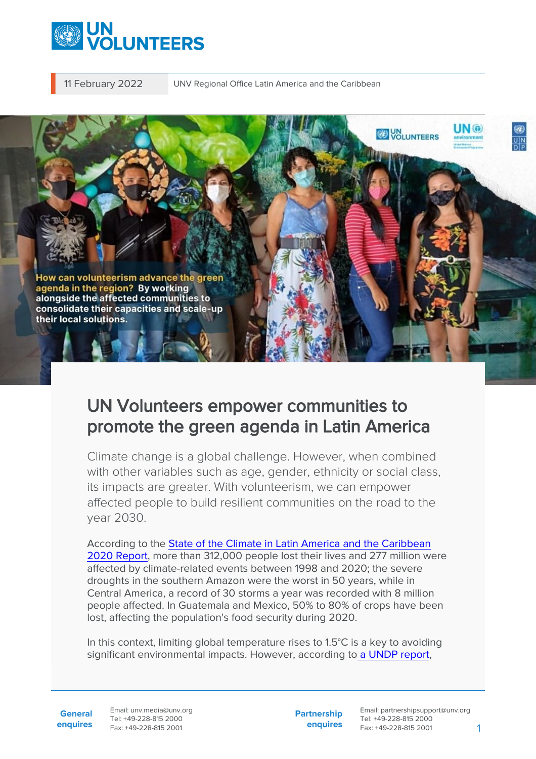11 February 2022 | UNV Regional Office Latin America and the Caribbean

**How can volunteerism advance the green agenda in the region? By working alongside the affected communities to consolidate their capacities and scale-up their local solutions.**

# UN Volunteers empower communities to promote the green agenda in Latin America

Climate change is a global challenge. However, when combined with other variables such as age, gender, ethnicity or social class, its impacts are greater. With volunteerism, we can empower affected people to build resilient communities on the road to the year 2030.

According to the State of the Climate in Latin America and the Caribbean 2020 Report, more than 312,000 people lost their lives and 277 million were affected by climate-related events between 1998 and 2020; the severe droughts in the southern Amazon were the worst in 50 years, while in Central America, a record of 30 storms a year was recorded with 8 million people affected. In Guatemala and Mexico, 50% to 80% of crops have been lost, affecting the population's food security during 2020.

In this context, limiting global temperature rises to 1.5°C is a key to avoiding significant environmental impacts. However, according to a UNDP report,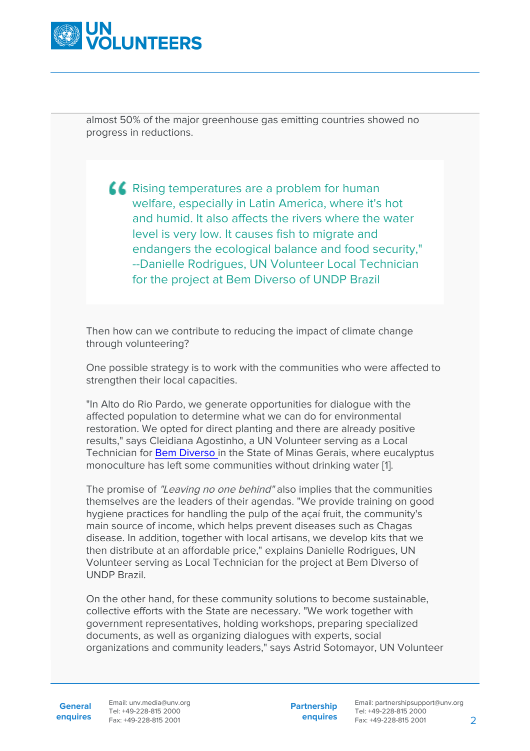almost 50% of the major greenhouse gas emitting countries showed no progress in reductions.

> "Rising temperatures are a problem for human welfare, especially in Latin America, where it's hot and humid. It also affects the rivers where the water level is very low. It causes fish to migrate and endangers the ecological balance and food security," --Danielle Rodrigues, UN Volunteer Local Technician for the project at Bem Diverso of UNDP Brazil

Then how can we contribute to reducing the impact of climate change through volunteering?

One possible strategy is to work with the communities who were affected to strengthen their local capacities.

"In Alto do Rio Pardo, we generate opportunities for dialogue with the affected population to determine what we can do for environmental restoration. We opted for direct planting and there are already positive results," says Cleidiana Agostinho, a UN Volunteer serving as a Local Technician for [Bem Diverso](#) in the State of Minas Gerais, where eucalyptus monoculture has left some communities without drinking water [1].

The promise of *"Leaving no one behind"* also implies that the communities themselves are the leaders of their agendas. "We provide training on good hygiene practices for handling the pulp of the açaí fruit, the community's main source of income, which helps prevent diseases such as Chagas disease. In addition, together with local artisans, we develop kits that we then distribute at an affordable price," explains Danielle Rodrigues, UN Volunteer serving as Local Technician for the project at Bem Diverso of UNDP Brazil.

On the other hand, for these community solutions to become sustainable, collective efforts with the State are necessary. "We work together with government representatives, holding workshops, preparing specialized documents, as well as organizing dialogues with experts, social organizations and community leaders," says Astrid Sotomayor, UN Volunteer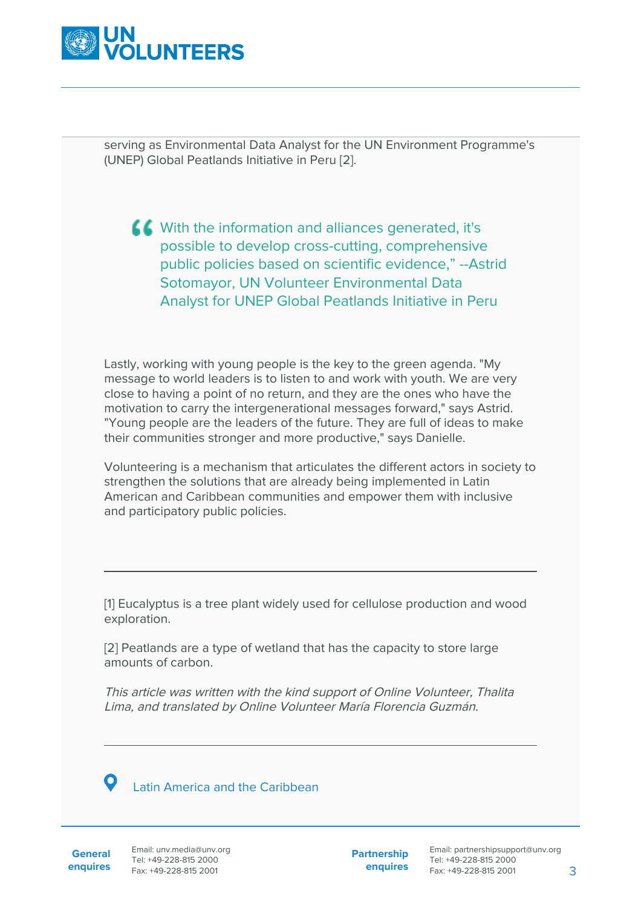serving as Environmental Data Analyst for the UN Environment Programme's (UNEP) Global Peatlands Initiative in Peru [2].

> With the information and alliances generated, it's possible to develop cross-cutting, comprehensive public policies based on scientific evidence," --Astrid Sotomayor, UN Volunteer Environmental Data Analyst for UNEP Global Peatlands Initiative in Peru

Lastly, working with young people is the key to the green agenda. "My message to world leaders is to listen to and work with youth. We are very close to having a point of no return, and they are the ones who have the motivation to carry the intergenerational messages forward," says Astrid. "Young people are the leaders of the future. They are full of ideas to make their communities stronger and more productive," says Danielle.

Volunteering is a mechanism that articulates the different actors in society to strengthen the solutions that are already being implemented in Latin American and Caribbean communities and empower them with inclusive and participatory public policies.

---

[1] Eucalyptus is a tree plant widely used for cellulose production and wood exploration.

[2] Peatlands are a type of wetland that has the capacity to store large amounts of carbon.

*This article was written with the kind support of Online Volunteer, Thalita Lima, and translated by Online Volunteer María Florencia Guzmán.*

---

Latin America and the Caribbean

**General enquires**
Email: unv.media@unv.org
Tel: +49-228-815 2000
Fax: +49-228-815 2001

**Partnership enquires**
Email: partnershipsupport@unv.org
Tel: +49-228-815 2000
Fax: +49-228-815 2001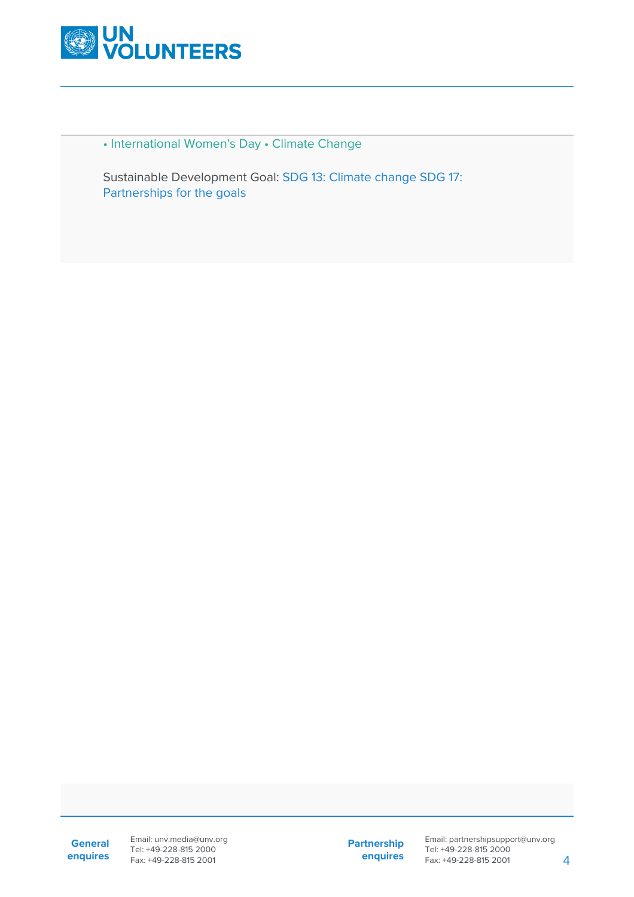• International Women's Day • Climate Change

Sustainable Development Goal: SDG 13: Climate change SDG 17: Partnerships for the goals